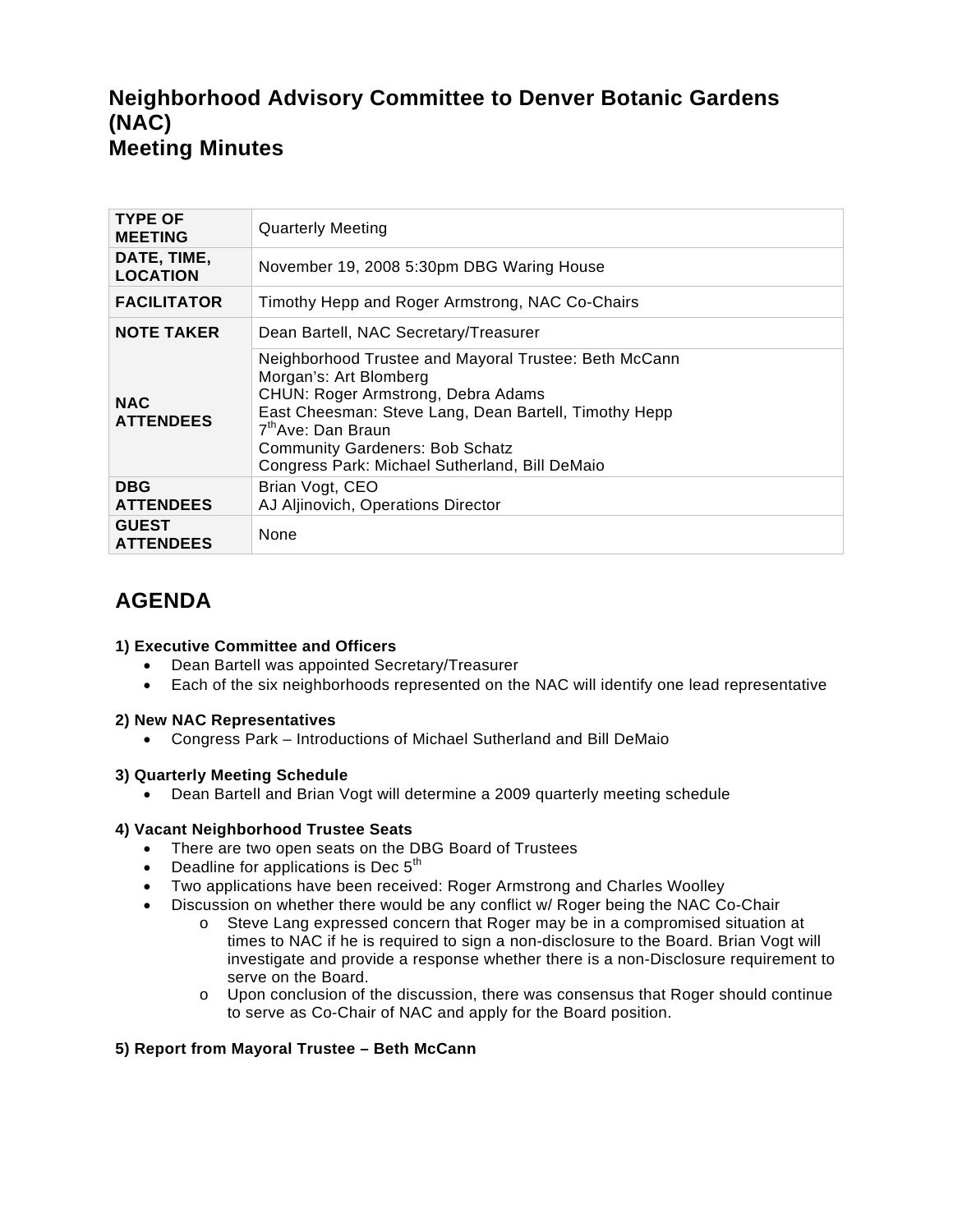# Neighborhood Advisory Committee to Denver Botanic Gardens (NAC)
# Meeting Minutes

| | |
|---|---|
| **TYPE OF MEETING** | Quarterly Meeting |
| **DATE, TIME, LOCATION** | November 19, 2008 5:30pm DBG Waring House |
| **FACILITATOR** | Timothy Hepp and Roger Armstrong, NAC Co-Chairs |
| **NOTE TAKER** | Dean Bartell, NAC Secretary/Treasurer |
| **NAC ATTENDEES** | Neighborhood Trustee and Mayoral Trustee: Beth McCann<br>Morgan's: Art Blomberg<br>CHUN: Roger Armstrong, Debra Adams<br>East Cheesman: Steve Lang, Dean Bartell, Timothy Hepp<br>7thAve: Dan Braun<br>Community Gardeners: Bob Schatz<br>Congress Park: Michael Sutherland, Bill DeMaio |
| **DBG ATTENDEES** | Brian Vogt, CEO<br>AJ Aljinovich, Operations Director |
| **GUEST ATTENDEES** | None |

## AGENDA

**1) Executive Committee and Officers**

- Dean Bartell was appointed Secretary/Treasurer
- Each of the six neighborhoods represented on the NAC will identify one lead representative

**2) New NAC Representatives**

- Congress Park – Introductions of Michael Sutherland and Bill DeMaio

**3) Quarterly Meeting Schedule**

- Dean Bartell and Brian Vogt will determine a 2009 quarterly meeting schedule

**4) Vacant Neighborhood Trustee Seats**

- There are two open seats on the DBG Board of Trustees
- Deadline for applications is Dec 5th
- Two applications have been received: Roger Armstrong and Charles Woolley
- Discussion on whether there would be any conflict w/ Roger being the NAC Co-Chair
  - Steve Lang expressed concern that Roger may be in a compromised situation at times to NAC if he is required to sign a non-disclosure to the Board. Brian Vogt will investigate and provide a response whether there is a non-Disclosure requirement to serve on the Board.
  - Upon conclusion of the discussion, there was consensus that Roger should continue to serve as Co-Chair of NAC and apply for the Board position.

**5) Report from Mayoral Trustee – Beth McCann**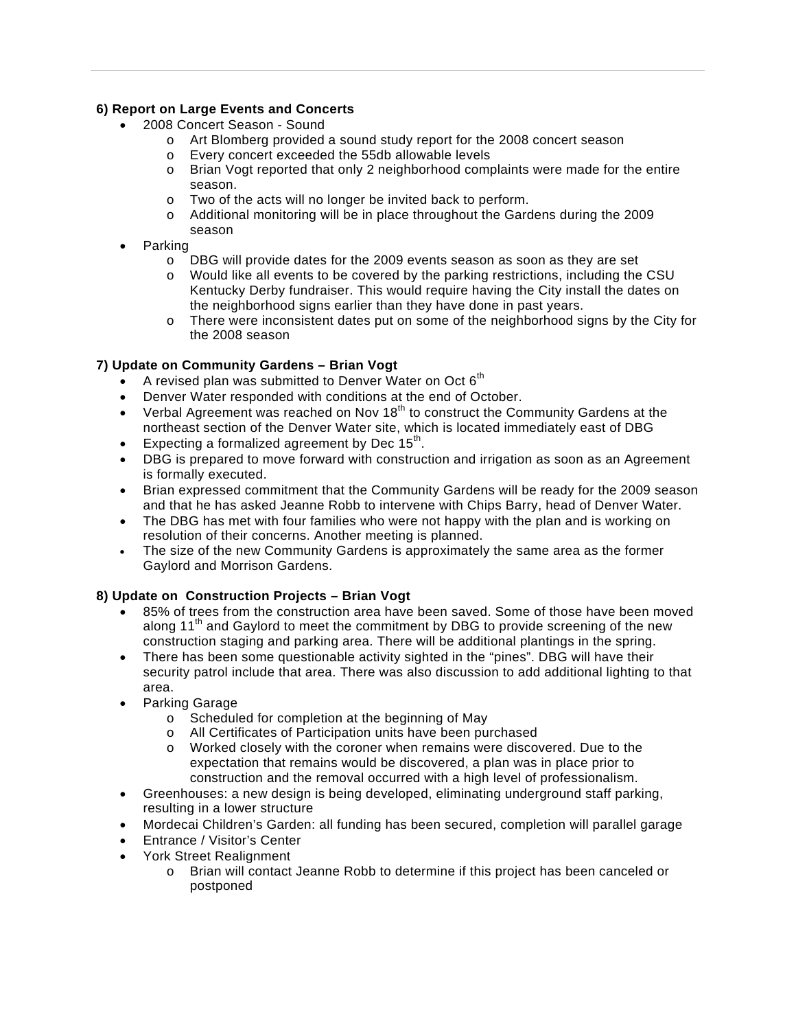**6) Report on Large Events and Concerts**

- 2008 Concert Season - Sound
  - Art Blomberg provided a sound study report for the 2008 concert season
  - Every concert exceeded the 55db allowable levels
  - Brian Vogt reported that only 2 neighborhood complaints were made for the entire season.
  - Two of the acts will no longer be invited back to perform.
  - Additional monitoring will be in place throughout the Gardens during the 2009 season
- Parking
  - DBG will provide dates for the 2009 events season as soon as they are set
  - Would like all events to be covered by the parking restrictions, including the CSU Kentucky Derby fundraiser. This would require having the City install the dates on the neighborhood signs earlier than they have done in past years.
  - There were inconsistent dates put on some of the neighborhood signs by the City for the 2008 season

**7) Update on Community Gardens – Brian Vogt**

- A revised plan was submitted to Denver Water on Oct 6th
- Denver Water responded with conditions at the end of October.
- Verbal Agreement was reached on Nov 18th to construct the Community Gardens at the northeast section of the Denver Water site, which is located immediately east of DBG
- Expecting a formalized agreement by Dec 15th.
- DBG is prepared to move forward with construction and irrigation as soon as an Agreement is formally executed.
- Brian expressed commitment that the Community Gardens will be ready for the 2009 season and that he has asked Jeanne Robb to intervene with Chips Barry, head of Denver Water.
- The DBG has met with four families who were not happy with the plan and is working on resolution of their concerns. Another meeting is planned.
- The size of the new Community Gardens is approximately the same area as the former Gaylord and Morrison Gardens.

**8) Update on Construction Projects – Brian Vogt**

- 85% of trees from the construction area have been saved. Some of those have been moved along 11th and Gaylord to meet the commitment by DBG to provide screening of the new construction staging and parking area. There will be additional plantings in the spring.
- There has been some questionable activity sighted in the "pines". DBG will have their security patrol include that area. There was also discussion to add additional lighting to that area.
- Parking Garage
  - Scheduled for completion at the beginning of May
  - All Certificates of Participation units have been purchased
  - Worked closely with the coroner when remains were discovered. Due to the expectation that remains would be discovered, a plan was in place prior to construction and the removal occurred with a high level of professionalism.
- Greenhouses: a new design is being developed, eliminating underground staff parking, resulting in a lower structure
- Mordecai Children's Garden: all funding has been secured, completion will parallel garage
- Entrance / Visitor's Center
- York Street Realignment
  - Brian will contact Jeanne Robb to determine if this project has been canceled or postponed